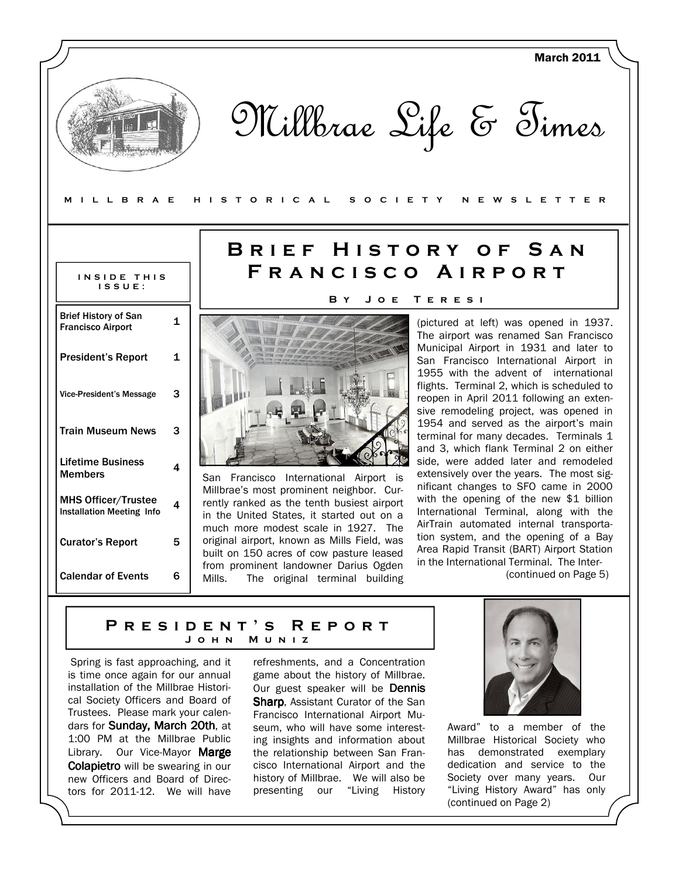March 2011

# Millbrae Life & Times

MILLBRAE HISTORICAL SOCIETY NEWSLETTER

**INSIDE THIS ISSUE:**

| | |
|---|---|
| Brief History of San Francisco Airport | 1 |
| President's Report | 1 |
| Vice-President's Message | 3 |
| Train Museum News | 3 |
| Lifetime Business Members | 4 |
| MHS Officer/Trustee Installation Meeting Info | 4 |
| Curator's Report | 5 |
| Calendar of Events | 6 |

## Brief History of San Francisco Airport

**By Joe Teresi**

San Francisco International Airport is Millbrae's most prominent neighbor. Currently ranked as the tenth busiest airport in the United States, it started out on a much more modest scale in 1927. The original airport, known as Mills Field, was built on 150 acres of cow pasture leased from prominent landowner Darius Ogden Mills. The original terminal building (pictured at left) was opened in 1937. The airport was renamed San Francisco Municipal Airport in 1931 and later to San Francisco International Airport in 1955 with the advent of international flights. Terminal 2, which is scheduled to reopen in April 2011 following an extensive remodeling project, was opened in 1954 and served as the airport's main terminal for many decades. Terminals 1 and 3, which flank Terminal 2 on either side, were added later and remodeled extensively over the years. The most significant changes to SFO came in 2000 with the opening of the new $1 billion International Terminal, along with the AirTrain automated internal transportation system, and the opening of a Bay Area Rapid Transit (BART) Airport Station in the International Terminal. The Inter-

(continued on Page 5)

## President's Report

**John Muniz**

Spring is fast approaching, and it is time once again for our annual installation of the Millbrae Historical Society Officers and Board of Trustees. Please mark your calendars for **Sunday, March 20th**, at 1:00 PM at the Millbrae Public Library. Our Vice-Mayor **Marge Colapietro** will be swearing in our new Officers and Board of Directors for 2011-12. We will have refreshments, and a Concentration game about the history of Millbrae. Our guest speaker will be **Dennis Sharp**, Assistant Curator of the San Francisco International Airport Museum, who will have some interesting insights and information about the relationship between San Francisco International Airport and the history of Millbrae. We will also be presenting our "Living History Award" to a member of the Millbrae Historical Society who has demonstrated exemplary dedication and service to the Society over many years. Our "Living History Award" has only

(continued on Page 2)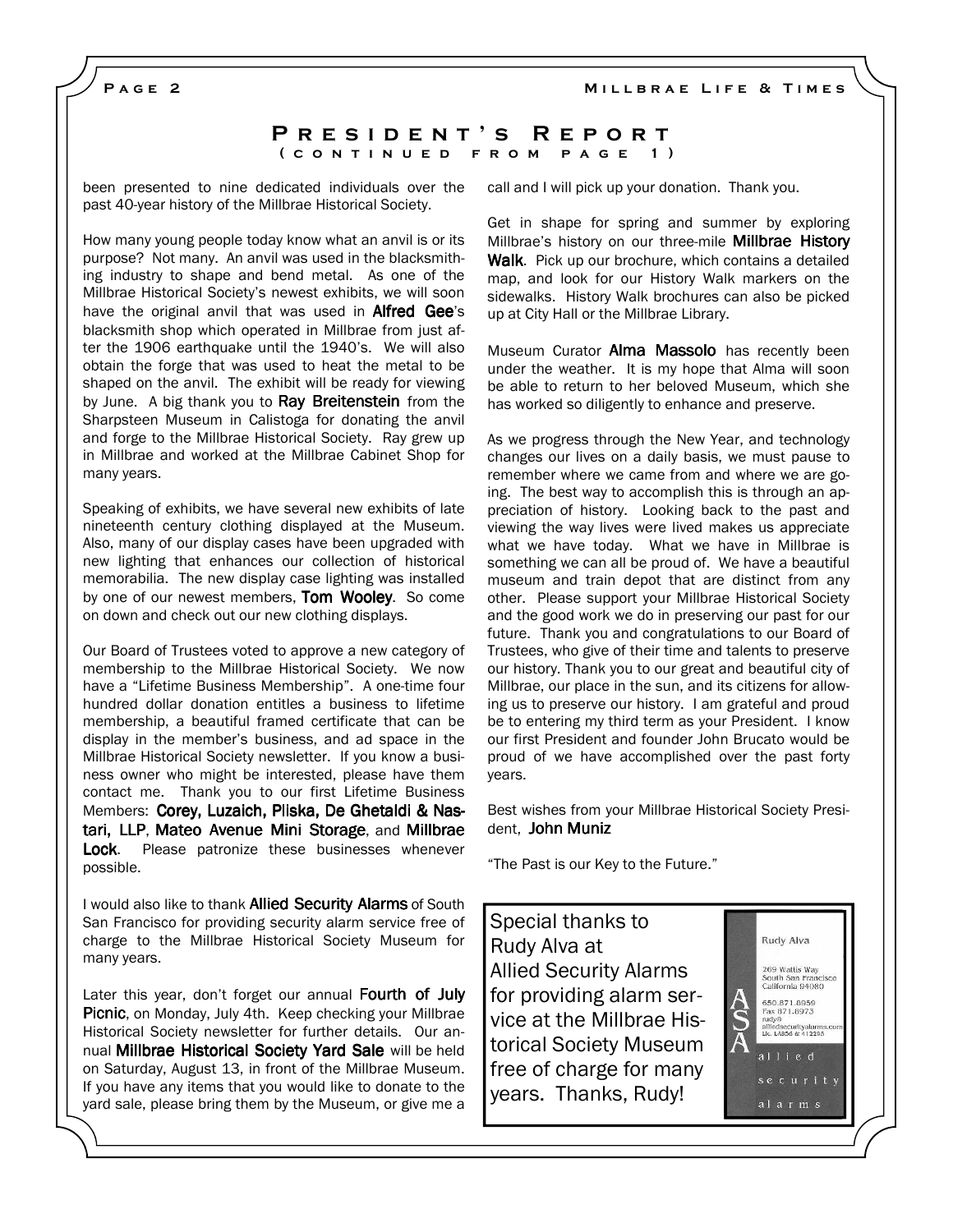## President's Report

(continued from page 1)

been presented to nine dedicated individuals over the past 40-year history of the Millbrae Historical Society.

How many young people today know what an anvil is or its purpose? Not many. An anvil was used in the blacksmithing industry to shape and bend metal. As one of the Millbrae Historical Society's newest exhibits, we will soon have the original anvil that was used in **Alfred Gee**'s blacksmith shop which operated in Millbrae from just after the 1906 earthquake until the 1940's. We will also obtain the forge that was used to heat the metal to be shaped on the anvil. The exhibit will be ready for viewing by June. A big thank you to **Ray Breitenstein** from the Sharpsteen Museum in Calistoga for donating the anvil and forge to the Millbrae Historical Society. Ray grew up in Millbrae and worked at the Millbrae Cabinet Shop for many years.

Speaking of exhibits, we have several new exhibits of late nineteenth century clothing displayed at the Museum. Also, many of our display cases have been upgraded with new lighting that enhances our collection of historical memorabilia. The new display case lighting was installed by one of our newest members, **Tom Wooley**. So come on down and check out our new clothing displays.

Our Board of Trustees voted to approve a new category of membership to the Millbrae Historical Society. We now have a "Lifetime Business Membership". A one-time four hundred dollar donation entitles a business to lifetime membership, a beautiful framed certificate that can be display in the member's business, and ad space in the Millbrae Historical Society newsletter. If you know a business owner who might be interested, please have them contact me. Thank you to our first Lifetime Business Members: **Corey, Luzaich, Pliska, De Ghetaldi & Nastari, LLP**, **Mateo Avenue Mini Storage**, and **Millbrae Lock**. Please patronize these businesses whenever possible.

I would also like to thank **Allied Security Alarms** of South San Francisco for providing security alarm service free of charge to the Millbrae Historical Society Museum for many years.

Later this year, don't forget our annual **Fourth of July Picnic**, on Monday, July 4th. Keep checking your Millbrae Historical Society newsletter for further details. Our annual **Millbrae Historical Society Yard Sale** will be held on Saturday, August 13, in front of the Millbrae Museum. If you have any items that you would like to donate to the yard sale, please bring them by the Museum, or give me a call and I will pick up your donation. Thank you.

Get in shape for spring and summer by exploring Millbrae's history on our three-mile **Millbrae History Walk**. Pick up our brochure, which contains a detailed map, and look for our History Walk markers on the sidewalks. History Walk brochures can also be picked up at City Hall or the Millbrae Library.

Museum Curator **Alma Massolo** has recently been under the weather. It is my hope that Alma will soon be able to return to her beloved Museum, which she has worked so diligently to enhance and preserve.

As we progress through the New Year, and technology changes our lives on a daily basis, we must pause to remember where we came from and where we are going. The best way to accomplish this is through an appreciation of history. Looking back to the past and viewing the way lives were lived makes us appreciate what we have today. What we have in Millbrae is something we can all be proud of. We have a beautiful museum and train depot that are distinct from any other. Please support your Millbrae Historical Society and the good work we do in preserving our past for our future. Thank you and congratulations to our Board of Trustees, who give of their time and talents to preserve our history. Thank you to our great and beautiful city of Millbrae, our place in the sun, and its citizens for allowing us to preserve our history. I am grateful and proud be to entering my third term as your President. I know our first President and founder John Brucato would be proud of we have accomplished over the past forty years.

Best wishes from your Millbrae Historical Society President, **John Muniz**

"The Past is our Key to the Future."

---

Special thanks to Rudy Alva at Allied Security Alarms for providing alarm service at the Millbrae Historical Society Museum free of charge for many years. Thanks, Rudy!

Rudy Alva

269 Wattis Way
South San Francisco
California 94080

650.871.8959
Fax 871.8973
rudy@alliedsecurityalarms.com
Lic. LA856 & 412295

ASA allied security alarms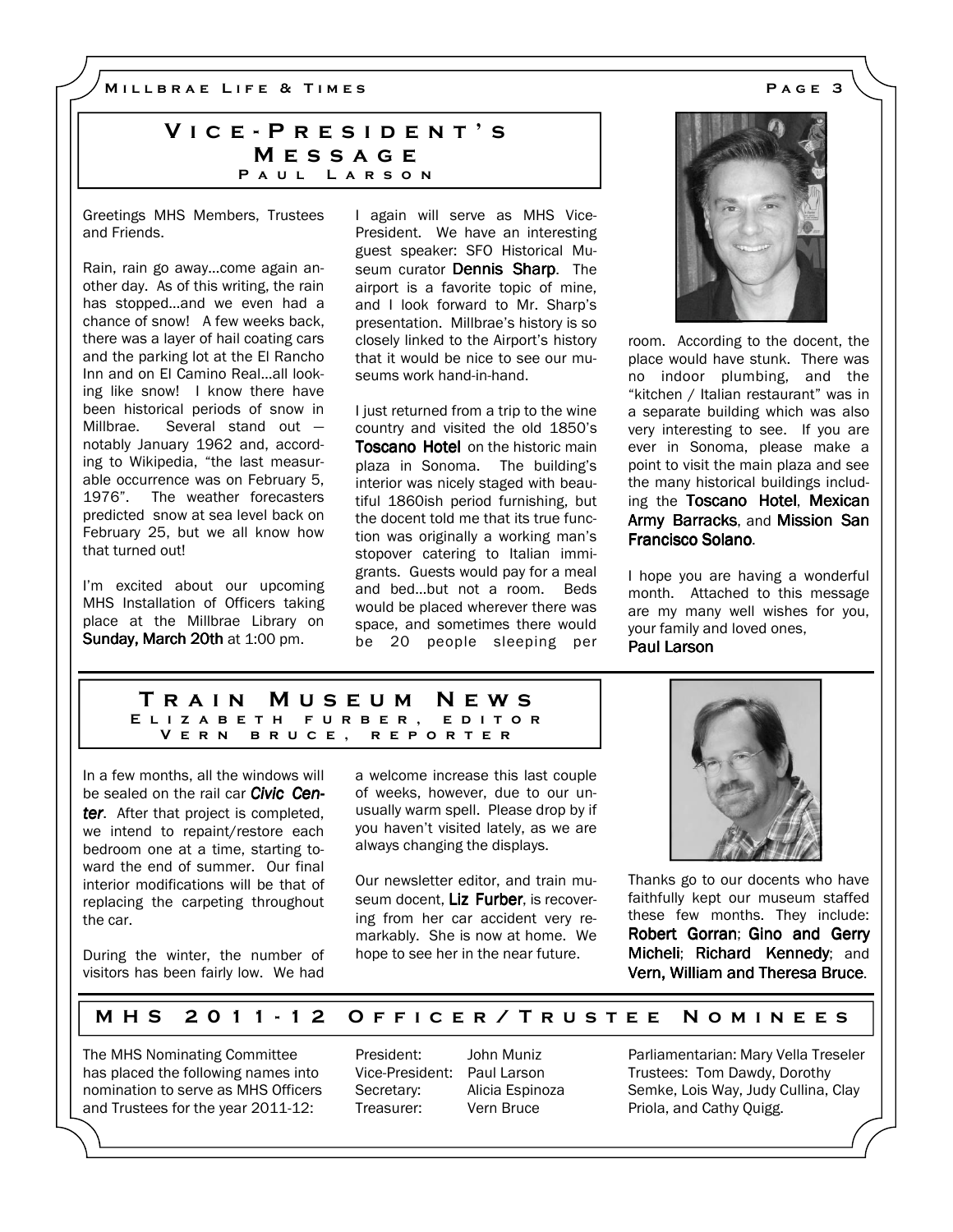## Vice-President's Message

### Paul Larson

Greetings MHS Members, Trustees and Friends.

Rain, rain go away…come again another day. As of this writing, the rain has stopped…and we even had a chance of snow! A few weeks back, there was a layer of hail coating cars and the parking lot at the El Rancho Inn and on El Camino Real…all looking like snow! I know there have been historical periods of snow in Millbrae. Several stand out — notably January 1962 and, according to Wikipedia, "the last measurable occurrence was on February 5, 1976". The weather forecasters predicted snow at sea level back on February 25, but we all know how that turned out!

I'm excited about our upcoming MHS Installation of Officers taking place at the Millbrae Library on **Sunday, March 20th** at 1:00 pm. I again will serve as MHS Vice-President. We have an interesting guest speaker: SFO Historical Museum curator **Dennis Sharp**. The airport is a favorite topic of mine, and I look forward to Mr. Sharp's presentation. Millbrae's history is so closely linked to the Airport's history that it would be nice to see our museums work hand-in-hand.

I just returned from a trip to the wine country and visited the old 1850's **Toscano Hotel** on the historic main plaza in Sonoma. The building's interior was nicely staged with beautiful 1860ish period furnishing, but the docent told me that its true function was originally a working man's stopover catering to Italian immigrants. Guests would pay for a meal and bed…but not a room. Beds would be placed wherever there was space, and sometimes there would be 20 people sleeping per room. According to the docent, the place would have stunk. There was no indoor plumbing, and the "kitchen / Italian restaurant" was in a separate building which was also very interesting to see. If you are ever in Sonoma, please make a point to visit the main plaza and see the many historical buildings including the **Toscano Hotel**, **Mexican Army Barracks**, and **Mission San Francisco Solano**.

I hope you are having a wonderful month. Attached to this message are my many well wishes for you, your family and loved ones,

**Paul Larson**

## Train Museum News

### Elizabeth Furber, Editor
### Vern Bruce, Reporter

In a few months, all the windows will be sealed on the rail car ***Civic Center***. After that project is completed, we intend to repaint/restore each bedroom one at a time, starting toward the end of summer. Our final interior modifications will be that of replacing the carpeting throughout the car.

During the winter, the number of visitors has been fairly low. We had a welcome increase this last couple of weeks, however, due to our unusually warm spell. Please drop by if you haven't visited lately, as we are always changing the displays.

Our newsletter editor, and train museum docent, **Liz Furber**, is recovering from her car accident very remarkably. She is now at home. We hope to see her in the near future.

Thanks go to our docents who have faithfully kept our museum staffed these few months. They include: **Robert Gorran**; **Gino and Gerry Micheli**; **Richard Kennedy**; and **Vern, William and Theresa Bruce**.

## MHS 2011-12 Officer/Trustee Nominees

The MHS Nominating Committee has placed the following names into nomination to serve as MHS Officers and Trustees for the year 2011-12:

| | |
|---|---|
| President: | John Muniz |
| Vice-President: | Paul Larson |
| Secretary: | Alicia Espinoza |
| Treasurer: | Vern Bruce |

Parliamentarian: Mary Vella Treseler

Trustees: Tom Dawdy, Dorothy Semke, Lois Way, Judy Cullina, Clay Priola, and Cathy Quigg.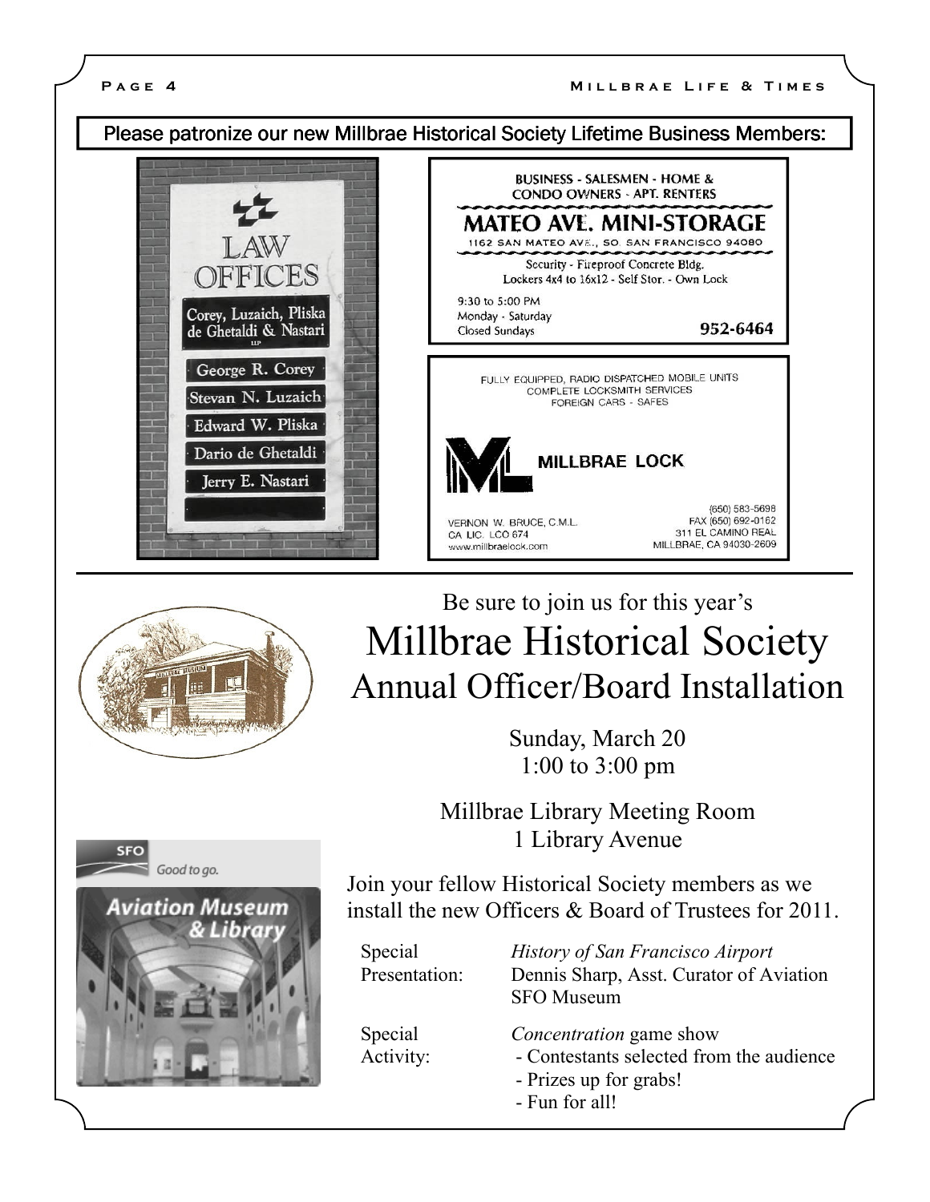Please patronize our new Millbrae Historical Society Lifetime Business Members:

LAW OFFICES

Corey, Luzaich, Pliska de Ghetaldi & Nastari LLP

George R. Corey
Stevan N. Luzaich
Edward W. Pliska
Dario de Ghetaldi
Jerry E. Nastari

BUSINESS - SALESMEN - HOME & CONDO OWNERS - APT. RENTERS

**MATEO AVE. MINI-STORAGE**

1162 SAN MATEO AVE., SO. SAN FRANCISCO 94080

Security - Fireproof Concrete Bldg.
Lockers 4x4 to 16x12 - Self Stor. - Own Lock

9:30 to 5:00 PM
Monday - Saturday
Closed Sundays

952-6464

FULLY EQUIPPED, RADIO DISPATCHED MOBILE UNITS
COMPLETE LOCKSMITH SERVICES
FOREIGN CARS - SAFES

**MILLBRAE LOCK**

VERNON W. BRUCE, C.M.L.
CA LIC. LCO 674
www.millbraelock.com

(650) 583-5698
FAX (650) 692-0162
311 EL CAMINO REAL
MILLBRAE, CA 94030-2609

---

Be sure to join us for this year's

# Millbrae Historical Society

## Annual Officer/Board Installation

Sunday, March 20
1:00 to 3:00 pm

Millbrae Library Meeting Room
1 Library Avenue

SFO Good to go.
Aviation Museum & Library

Join your fellow Historical Society members as we install the new Officers & Board of Trustees for 2011.

Special Presentation: *History of San Francisco Airport*
Dennis Sharp, Asst. Curator of Aviation
SFO Museum

Special Activity: *Concentration* game show
- Contestants selected from the audience
- Prizes up for grabs!
- Fun for all!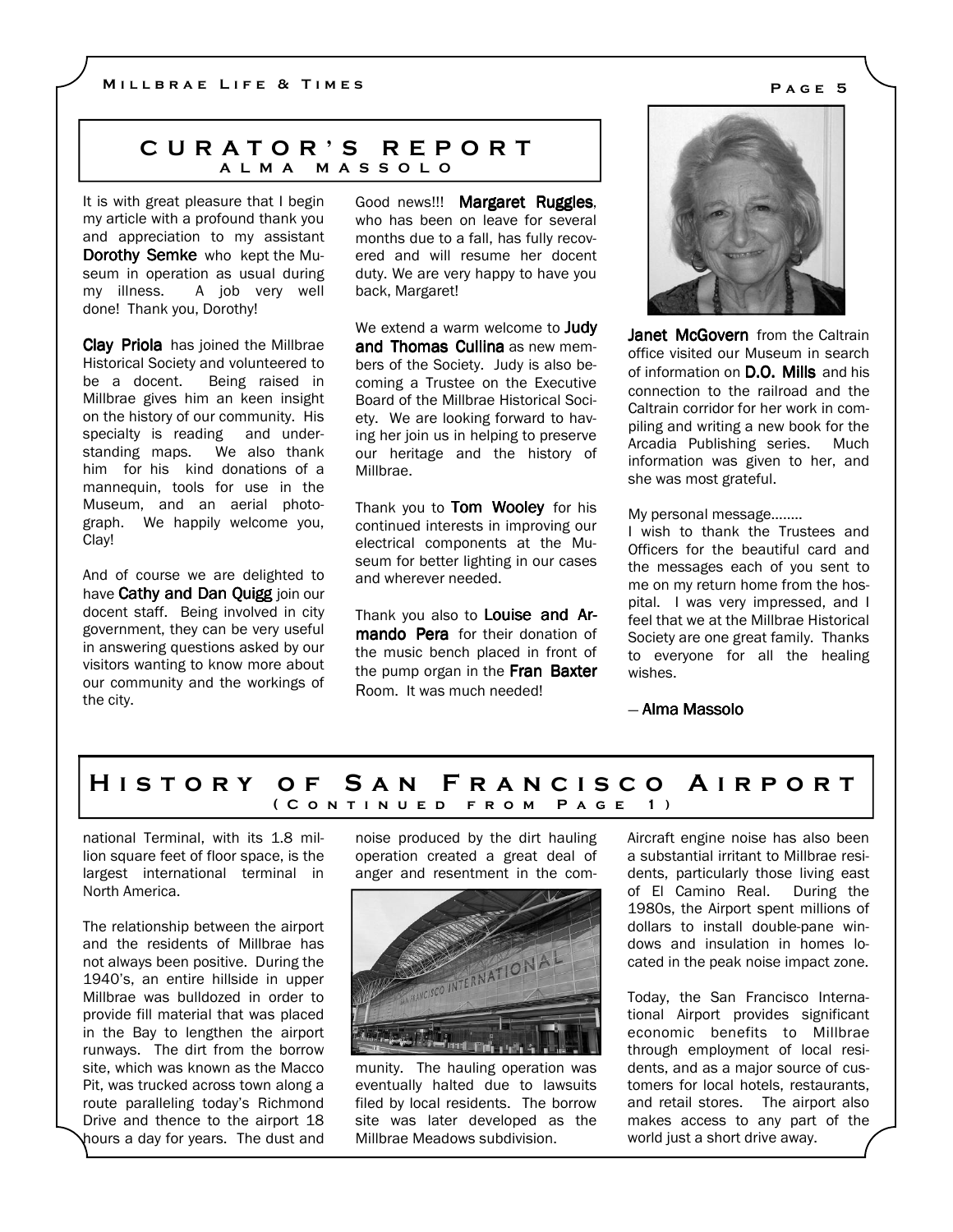## CURATOR'S REPORT

### ALMA MASSOLO

It is with great pleasure that I begin my article with a profound thank you and appreciation to my assistant **Dorothy Semke** who kept the Museum in operation as usual during my illness. A job very well done! Thank you, Dorothy!

**Clay Priola** has joined the Millbrae Historical Society and volunteered to be a docent. Being raised in Millbrae gives him an keen insight on the history of our community. His specialty is reading and understanding maps. We also thank him for his kind donations of a mannequin, tools for use in the Museum, and an aerial photograph. We happily welcome you, Clay!

And of course we are delighted to have **Cathy and Dan Quigg** join our docent staff. Being involved in city government, they can be very useful in answering questions asked by our visitors wanting to know more about our community and the workings of the city.

Good news!!! **Margaret Ruggles**, who has been on leave for several months due to a fall, has fully recovered and will resume her docent duty. We are very happy to have you back, Margaret!

We extend a warm welcome to **Judy and Thomas Cullina** as new members of the Society. Judy is also becoming a Trustee on the Executive Board of the Millbrae Historical Society. We are looking forward to having her join us in helping to preserve our heritage and the history of Millbrae.

Thank you to **Tom Wooley** for his continued interests in improving our electrical components at the Museum for better lighting in our cases and wherever needed.

Thank you also to **Louise and Armando Pera** for their donation of the music bench placed in front of the pump organ in the **Fran Baxter** Room. It was much needed!

**Janet McGovern** from the Caltrain office visited our Museum in search of information on **D.O. Mills** and his connection to the railroad and the Caltrain corridor for her work in compiling and writing a new book for the Arcadia Publishing series. Much information was given to her, and she was most grateful.

My personal message........

I wish to thank the Trustees and Officers for the beautiful card and the messages each of you sent to me on my return home from the hospital. I was very impressed, and I feel that we at the Millbrae Historical Society are one great family. Thanks to everyone for all the healing wishes.

— **Alma Massolo**

## HISTORY OF SAN FRANCISCO AIRPORT

### (CONTINUED FROM PAGE 1)

national Terminal, with its 1.8 million square feet of floor space, is the largest international terminal in North America.

The relationship between the airport and the residents of Millbrae has not always been positive. During the 1940's, an entire hillside in upper Millbrae was bulldozed in order to provide fill material that was placed in the Bay to lengthen the airport runways. The dirt from the borrow site, which was known as the Macco Pit, was trucked across town along a route paralleling today's Richmond Drive and thence to the airport 18 hours a day for years. The dust and noise produced by the dirt hauling operation created a great deal of anger and resentment in the community. The hauling operation was eventually halted due to lawsuits filed by local residents. The borrow site was later developed as the Millbrae Meadows subdivision.

Aircraft engine noise has also been a substantial irritant to Millbrae residents, particularly those living east of El Camino Real. During the 1980s, the Airport spent millions of dollars to install double-pane windows and insulation in homes located in the peak noise impact zone.

Today, the San Francisco International Airport provides significant economic benefits to Millbrae through employment of local residents, and as a major source of customers for local hotels, restaurants, and retail stores. The airport also makes access to any part of the world just a short drive away.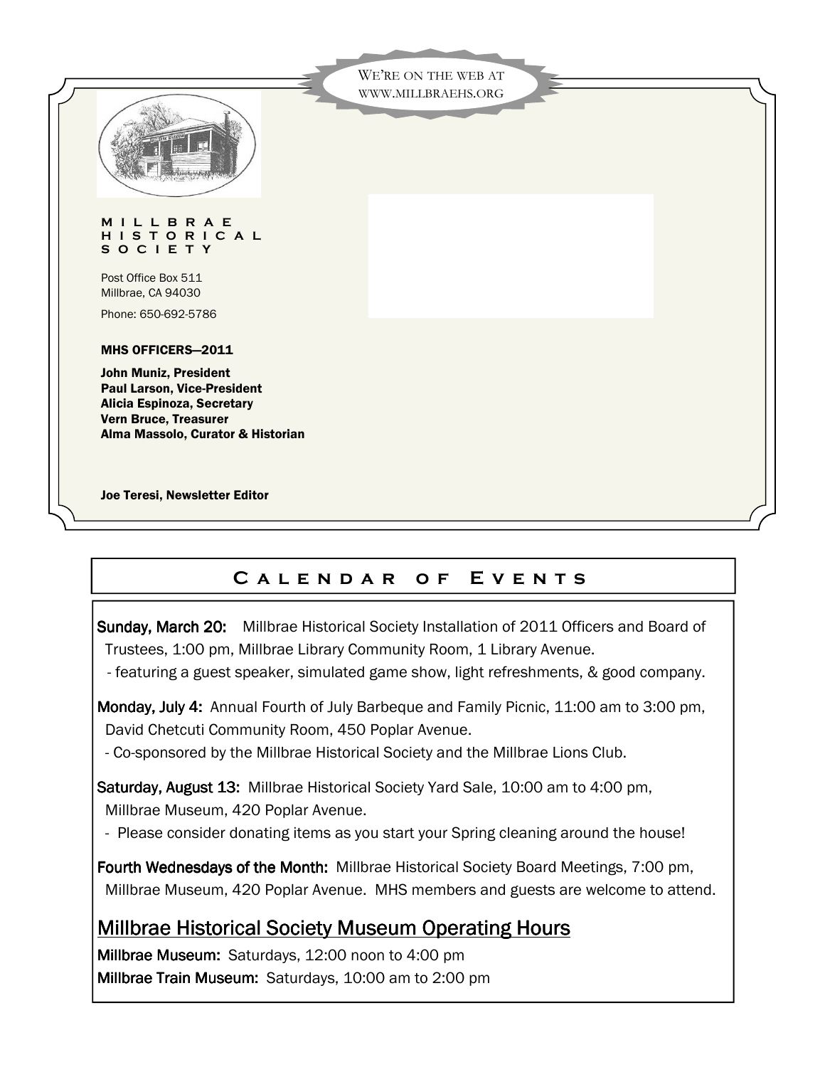We're on the web at www.millbraehs.org

MILLBRAE HISTORICAL SOCIETY

Post Office Box 511
Millbrae, CA 94030

Phone: 650-692-5786

**MHS OFFICERS—2011**

**John Muniz, President**
**Paul Larson, Vice-President**
**Alicia Espinoza, Secretary**
**Vern Bruce, Treasurer**
**Alma Massolo, Curator & Historian**

**Joe Teresi, Newsletter Editor**

## Calendar of Events

**Sunday, March 20:** Millbrae Historical Society Installation of 2011 Officers and Board of Trustees, 1:00 pm, Millbrae Library Community Room, 1 Library Avenue.
- featuring a guest speaker, simulated game show, light refreshments, & good company.

**Monday, July 4:** Annual Fourth of July Barbeque and Family Picnic, 11:00 am to 3:00 pm, David Chetcuti Community Room, 450 Poplar Avenue.
- Co-sponsored by the Millbrae Historical Society and the Millbrae Lions Club.

**Saturday, August 13:** Millbrae Historical Society Yard Sale, 10:00 am to 4:00 pm, Millbrae Museum, 420 Poplar Avenue.
- Please consider donating items as you start your Spring cleaning around the house!

**Fourth Wednesdays of the Month:** Millbrae Historical Society Board Meetings, 7:00 pm, Millbrae Museum, 420 Poplar Avenue. MHS members and guests are welcome to attend.

## Millbrae Historical Society Museum Operating Hours

**Millbrae Museum:** Saturdays, 12:00 noon to 4:00 pm
**Millbrae Train Museum:** Saturdays, 10:00 am to 2:00 pm